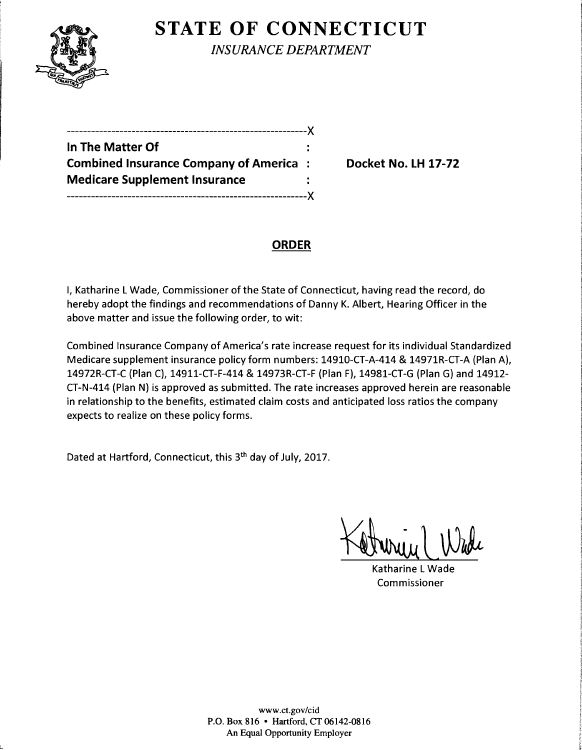# STATE OF CONNECTICUT

*INSURANCE DEPARTMENT*

---------------------------------------------------------X

**In The Matter Of** :

**Combined Insurance Company of America** : **Docket No. LH 17-72**

**Medicare Supplement Insurance** :

---------------------------------------------------------X

## ORDER

I, Katharine L Wade, Commissioner of the State of Connecticut, having read the record, do hereby adopt the findings and recommendations of Danny K. Albert, Hearing Officer in the above matter and issue the following order, to wit:

Combined Insurance Company of America's rate increase request for its individual Standardized Medicare supplement insurance policy form numbers: 14910-CT-A-414 & 14971R-CT-A (Plan A), 14972R-CT-C (Plan C), 14911-CT-F-414 & 14973R-CT-F (Plan F), 14981-CT-G (Plan G) and 14912-CT-N-414 (Plan N) is approved as submitted. The rate increases approved herein are reasonable in relationship to the benefits, estimated claim costs and anticipated loss ratios the company expects to realize on these policy forms.

Dated at Hartford, Connecticut, this 3th day of July, 2017.

Katharine L Wade
Commissioner

www.ct.gov/cid
P.O. Box 816 • Hartford, CT 06142-0816
An Equal Opportunity Employer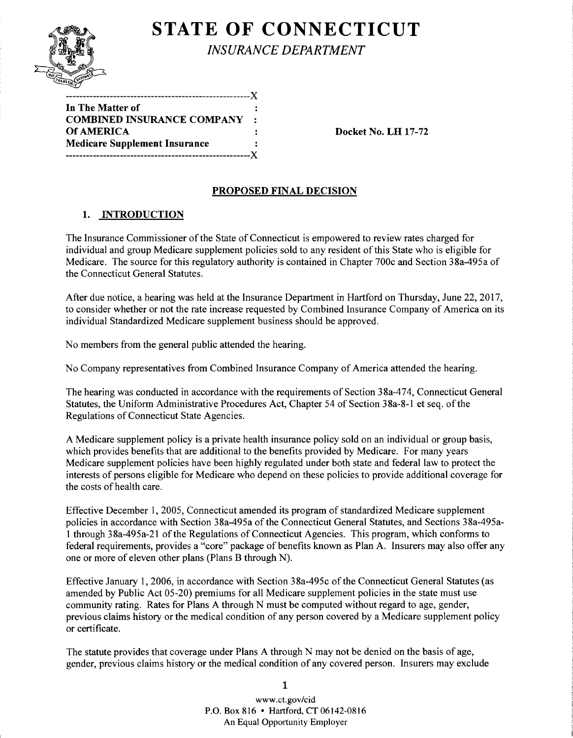# STATE OF CONNECTICUT

*INSURANCE DEPARTMENT*

```
-----------------------------------------------------X
In The Matter of                                     :
COMBINED INSURANCE COMPANY                           :
Of AMERICA                                           :
Medicare Supplement Insurance                        :
-----------------------------------------------------X
```

**In The Matter of**
**COMBINED INSURANCE COMPANY Of AMERICA**
**Medicare Supplement Insurance**

**Docket No. LH 17-72**

## PROPOSED FINAL DECISION

### 1. INTRODUCTION

The Insurance Commissioner of the State of Connecticut is empowered to review rates charged for individual and group Medicare supplement policies sold to any resident of this State who is eligible for Medicare. The source for this regulatory authority is contained in Chapter 700c and Section 38a-495a of the Connecticut General Statutes.

After due notice, a hearing was held at the Insurance Department in Hartford on Thursday, June 22, 2017, to consider whether or not the rate increase requested by Combined Insurance Company of America on its individual Standardized Medicare supplement business should be approved.

No members from the general public attended the hearing.

No Company representatives from Combined Insurance Company of America attended the hearing.

The hearing was conducted in accordance with the requirements of Section 38a-474, Connecticut General Statutes, the Uniform Administrative Procedures Act, Chapter 54 of Section 38a-8-1 et seq. of the Regulations of Connecticut State Agencies.

A Medicare supplement policy is a private health insurance policy sold on an individual or group basis, which provides benefits that are additional to the benefits provided by Medicare. For many years Medicare supplement policies have been highly regulated under both state and federal law to protect the interests of persons eligible for Medicare who depend on these policies to provide additional coverage for the costs of health care.

Effective December 1, 2005, Connecticut amended its program of standardized Medicare supplement policies in accordance with Section 38a-495a of the Connecticut General Statutes, and Sections 38a-495a-1 through 38a-495a-21 of the Regulations of Connecticut Agencies. This program, which conforms to federal requirements, provides a "core" package of benefits known as Plan A. Insurers may also offer any one or more of eleven other plans (Plans B through N).

Effective January 1, 2006, in accordance with Section 38a-495c of the Connecticut General Statutes (as amended by Public Act 05-20) premiums for all Medicare supplement policies in the state must use community rating. Rates for Plans A through N must be computed without regard to age, gender, previous claims history or the medical condition of any person covered by a Medicare supplement policy or certificate.

The statute provides that coverage under Plans A through N may not be denied on the basis of age, gender, previous claims history or the medical condition of any covered person. Insurers may exclude

# STATE OF CONNECTICUT

*INSURANCE DEPARTMENT*

**In The Matter of**
**COMBINED INSURANCE COMPANY Of AMERICA**
**Medicare Supplement Insurance**

**Docket No. LH 17-72**

## PROPOSED FINAL DECISION

### 1. INTRODUCTION

The Insurance Commissioner of the State of Connecticut is empowered to review rates charged for individual and group Medicare supplement policies sold to any resident of this State who is eligible for Medicare. The source for this regulatory authority is contained in Chapter 700c and Section 38a-495a of the Connecticut General Statutes.

After due notice, a hearing was held at the Insurance Department in Hartford on Thursday, June 22, 2017, to consider whether or not the rate increase requested by Combined Insurance Company of America on its individual Standardized Medicare supplement business should be approved.

No members from the general public attended the hearing.

No Company representatives from Combined Insurance Company of America attended the hearing.

The hearing was conducted in accordance with the requirements of Section 38a-474, Connecticut General Statutes, the Uniform Administrative Procedures Act, Chapter 54 of Section 38a-8-1 et seq. of the Regulations of Connecticut State Agencies.

A Medicare supplement policy is a private health insurance policy sold on an individual or group basis, which provides benefits that are additional to the benefits provided by Medicare. For many years Medicare supplement policies have been highly regulated under both state and federal law to protect the interests of persons eligible for Medicare who depend on these policies to provide additional coverage for the costs of health care.

Effective December 1, 2005, Connecticut amended its program of standardized Medicare supplement policies in accordance with Section 38a-495a of the Connecticut General Statutes, and Sections 38a-495a-1 through 38a-495a-21 of the Regulations of Connecticut Agencies. This program, which conforms to federal requirements, provides a "core" package of benefits known as Plan A. Insurers may also offer any one or more of eleven other plans (Plans B through N).

Effective January 1, 2006, in accordance with Section 38a-495c of the Connecticut General Statutes (as amended by Public Act 05-20) premiums for all Medicare supplement policies in the state must use community rating. Rates for Plans A through N must be computed without regard to age, gender, previous claims history or the medical condition of any person covered by a Medicare supplement policy or certificate.

The statute provides that coverage under Plans A through N may not be denied on the basis of age, gender, previous claims history or the medical condition of any covered person. Insurers may exclude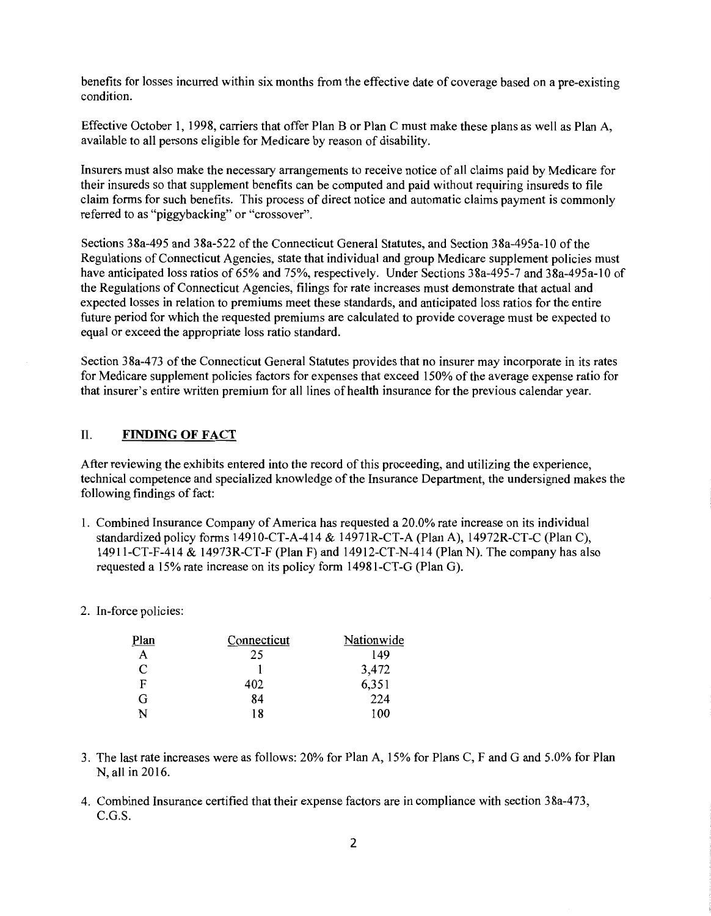benefits for losses incurred within six months from the effective date of coverage based on a pre-existing condition.

Effective October 1, 1998, carriers that offer Plan B or Plan C must make these plans as well as Plan A, available to all persons eligible for Medicare by reason of disability.

Insurers must also make the necessary arrangements to receive notice of all claims paid by Medicare for their insureds so that supplement benefits can be computed and paid without requiring insureds to file claim forms for such benefits. This process of direct notice and automatic claims payment is commonly referred to as "piggybacking" or "crossover".

Sections 38a-495 and 38a-522 of the Connecticut General Statutes, and Section 38a-495a-10 of the Regulations of Connecticut Agencies, state that individual and group Medicare supplement policies must have anticipated loss ratios of 65% and 75%, respectively. Under Sections 38a-495-7 and 38a-495a-10 of the Regulations of Connecticut Agencies, filings for rate increases must demonstrate that actual and expected losses in relation to premiums meet these standards, and anticipated loss ratios for the entire future period for which the requested premiums are calculated to provide coverage must be expected to equal or exceed the appropriate loss ratio standard.

Section 38a-473 of the Connecticut General Statutes provides that no insurer may incorporate in its rates for Medicare supplement policies factors for expenses that exceed 150% of the average expense ratio for that insurer's entire written premium for all lines of health insurance for the previous calendar year.

## II. **FINDING OF FACT**

After reviewing the exhibits entered into the record of this proceeding, and utilizing the experience, technical competence and specialized knowledge of the Insurance Department, the undersigned makes the following findings of fact:

1. Combined Insurance Company of America has requested a 20.0% rate increase on its individual standardized policy forms 14910-CT-A-414 & 14971R-CT-A (Plan A), 14972R-CT-C (Plan C), 14911-CT-F-414 & 14973R-CT-F (Plan F) and 14912-CT-N-414 (Plan N). The company has also requested a 15% rate increase on its policy form 14981-CT-G (Plan G).

2. In-force policies:

| Plan | Connecticut | Nationwide |
|---|---|---|
| A | 25 | 149 |
| C | 1 | 3,472 |
| F | 402 | 6,351 |
| G | 84 | 224 |
| N | 18 | 100 |

3. The last rate increases were as follows: 20% for Plan A, 15% for Plans C, F and G and 5.0% for Plan N, all in 2016.

4. Combined Insurance certified that their expense factors are in compliance with section 38a-473, C.G.S.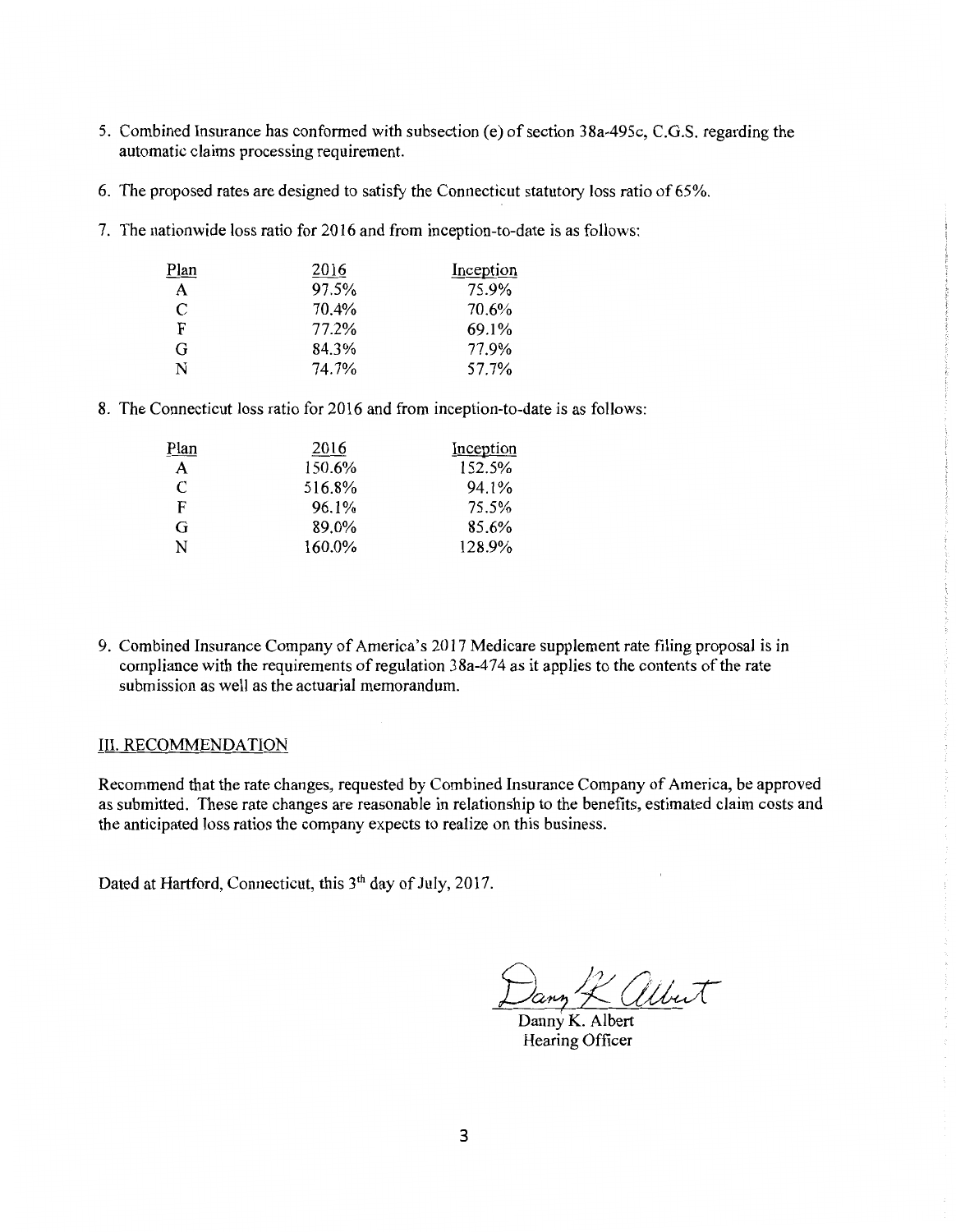5. Combined Insurance has conformed with subsection (e) of section 38a-495c, C.G.S. regarding the automatic claims processing requirement.

6. The proposed rates are designed to satisfy the Connecticut statutory loss ratio of 65%.

7. The nationwide loss ratio for 2016 and from inception-to-date is as follows:

| Plan | 2016 | Inception |
|---|---|---|
| A | 97.5% | 75.9% |
| C | 70.4% | 70.6% |
| F | 77.2% | 69.1% |
| G | 84.3% | 77.9% |
| N | 74.7% | 57.7% |

8. The Connecticut loss ratio for 2016 and from inception-to-date is as follows:

| Plan | 2016 | Inception |
|---|---|---|
| A | 150.6% | 152.5% |
| C | 516.8% | 94.1% |
| F | 96.1% | 75.5% |
| G | 89.0% | 85.6% |
| N | 160.0% | 128.9% |

9. Combined Insurance Company of America's 2017 Medicare supplement rate filing proposal is in compliance with the requirements of regulation 38a-474 as it applies to the contents of the rate submission as well as the actuarial memorandum.

## III. RECOMMENDATION

Recommend that the rate changes, requested by Combined Insurance Company of America, be approved as submitted. These rate changes are reasonable in relationship to the benefits, estimated claim costs and the anticipated loss ratios the company expects to realize on this business.

Dated at Hartford, Connecticut, this 3rd day of July, 2017.

Danny K. Albert

Danny K. Albert
Hearing Officer